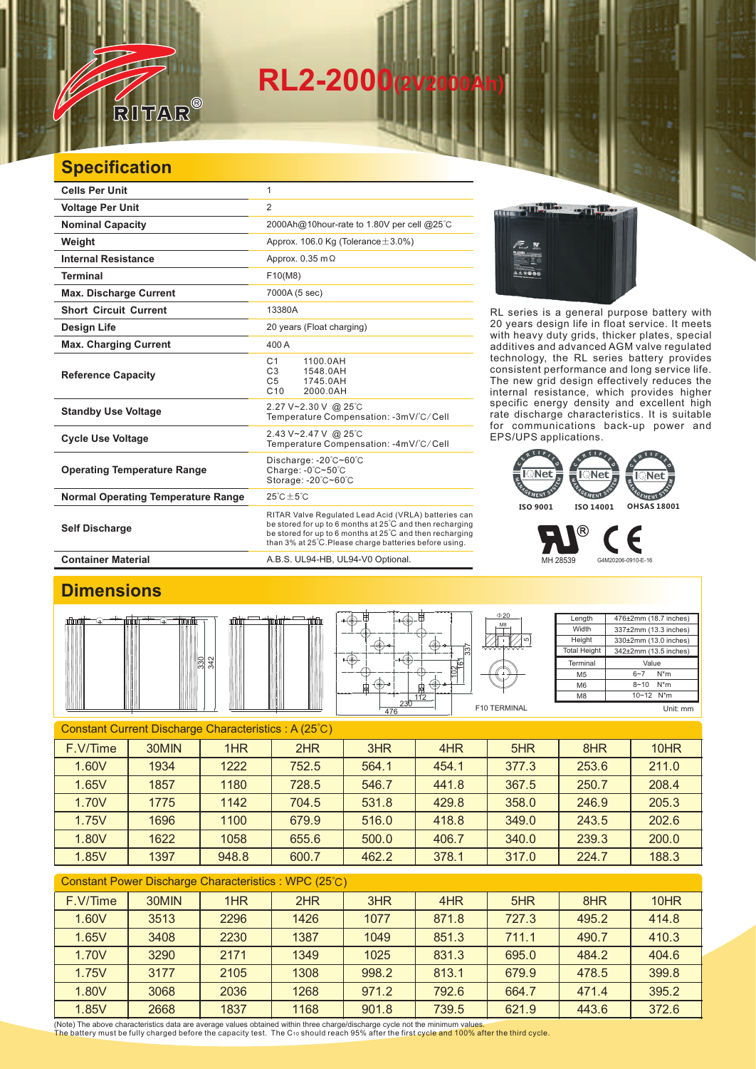# RL2-2000(2V2000Ah)

## Specification

| | |
|---|---|
| **Cells Per Unit** | 1 |
| **Voltage Per Unit** | 2 |
| **Nominal Capacity** | 2000Ah@10hour-rate to 1.80V per cell @25℃ |
| **Weight** | Approx. 106.0 Kg (Tolerance±3.0%) |
| **Internal Resistance** | Approx. 0.35 mΩ |
| **Terminal** | F10(M8) |
| **Max. Discharge Current** | 7000A (5 sec) |
| **Short Circuit Current** | 13380A |
| **Design Life** | 20 years (Float charging) |
| **Max. Charging Current** | 400 A |
| **Reference Capacity** | C1 1100.0AH<br>C3 1548.0AH<br>C5 1745.0AH<br>C10 2000.0AH |
| **Standby Use Voltage** | 2.27 V~2.30 V @ 25℃<br>Temperature Compensation: -3mV/℃/Cell |
| **Cycle Use Voltage** | 2.43 V~2.47 V @ 25℃<br>Temperature Compensation: -4mV/℃/Cell |
| **Operating Temperature Range** | Discharge: -20℃~60℃<br>Charge: -0℃~50℃<br>Storage: -20℃~60℃ |
| **Normal Operating Temperature Range** | 25℃±5℃ |
| **Self Discharge** | RITAR Valve Regulated Lead Acid (VRLA) batteries can be stored for up to 6 months at 25℃ and then recharging be stored for up to 6 months at 25℃ and then recharging than 3% at 25℃.Please charge batteries before using. |
| **Container Material** | A.B.S. UL94-HB, UL94-V0 Optional. |

RL series is a general purpose battery with 20 years design life in float service. It meets with heavy duty grids, thicker plates, special additives and advanced AGM valve regulated technology, the RL series battery provides consistent performance and long service life. The new grid design effectively reduces the internal resistance, which provides higher specific energy density and excellent high rate discharge characteristics. It is suitable for communications back-up power and EPS/UPS applications.

ISO 9001 ISO 14001 OHSAS 18001

MH 28539 G4M20206-0910-E-16

## Dimensions

| | |
|---|---|
| Length | 476±2mm (18.7 inches) |
| Width | 337±2mm (13.3 inches) |
| Height | 330±2mm (13.0 inches) |
| Total Height | 342±2mm (13.5 inches) |

| Terminal | Value |
|---|---|
| M5 | 6~7 N*m |
| M6 | 8~10 N*m |
| M8 | 10~12 N*m |

F10 TERMINAL

Unit: mm

### Constant Current Discharge Characteristics : A (25℃)

| F.V/Time | 30MIN | 1HR | 2HR | 3HR | 4HR | 5HR | 8HR | 10HR |
|---|---|---|---|---|---|---|---|---|
| 1.60V | 1934 | 1222 | 752.5 | 564.1 | 454.1 | 377.3 | 253.6 | 211.0 |
| 1.65V | 1857 | 1180 | 728.5 | 546.7 | 441.8 | 367.5 | 250.7 | 208.4 |
| 1.70V | 1775 | 1142 | 704.5 | 531.8 | 429.8 | 358.0 | 246.9 | 205.3 |
| 1.75V | 1696 | 1100 | 679.9 | 516.0 | 418.8 | 349.0 | 243.5 | 202.6 |
| 1.80V | 1622 | 1058 | 655.6 | 500.0 | 406.7 | 340.0 | 239.3 | 200.0 |
| 1.85V | 1397 | 948.8 | 600.7 | 462.2 | 378.1 | 317.0 | 224.7 | 188.3 |

### Constant Power Discharge Characteristics : WPC (25℃)

| F.V/Time | 30MIN | 1HR | 2HR | 3HR | 4HR | 5HR | 8HR | 10HR |
|---|---|---|---|---|---|---|---|---|
| 1.60V | 3513 | 2296 | 1426 | 1077 | 871.8 | 727.3 | 495.2 | 414.8 |
| 1.65V | 3408 | 2230 | 1387 | 1049 | 851.3 | 711.1 | 490.7 | 410.3 |
| 1.70V | 3290 | 2171 | 1349 | 1025 | 831.3 | 695.0 | 484.2 | 404.6 |
| 1.75V | 3177 | 2105 | 1308 | 998.2 | 813.1 | 679.9 | 478.5 | 399.8 |
| 1.80V | 3068 | 2036 | 1268 | 971.2 | 792.6 | 664.7 | 471.4 | 395.2 |
| 1.85V | 2668 | 1837 | 1168 | 901.8 | 739.5 | 621.9 | 443.6 | 372.6 |

(Note) The above characteristics data are average values obtained within three charge/discharge cycle not the minimum values.
The battery must be fully charged before the capacity test. The $C_{10}$ should reach 95% after the first cycle and 100% after the third cycle.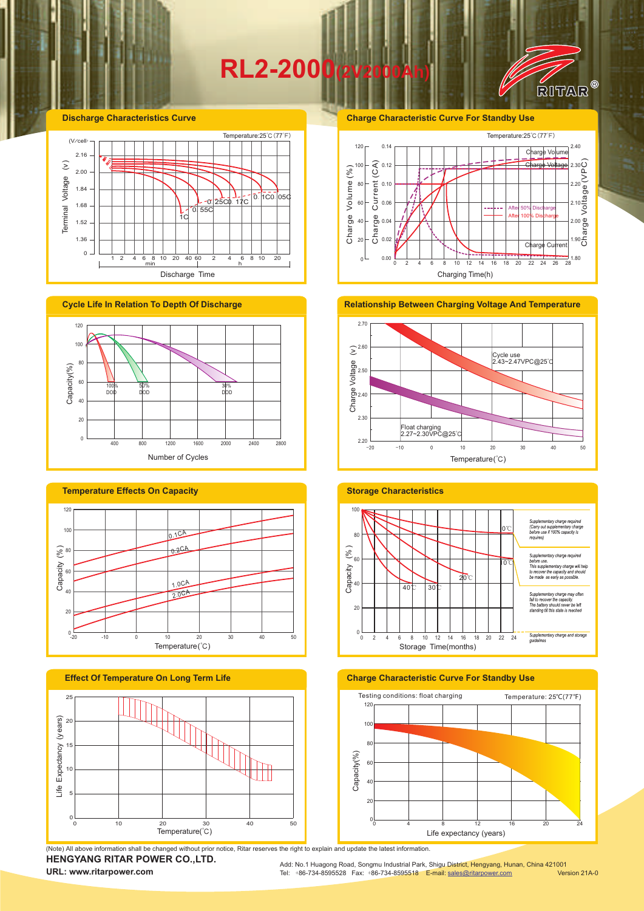# RL2-2000(2V2000Ah)

RITAR®

## Discharge Characteristics Curve

Temperature:25°C (77°F)

(V/cell)

Terminal Voltage (v)

2.16
2.00
1.84
1.68
1.52
1.36
0

1C
0.55C
0.25C
0.17C
0.1C
0.05C

1 2 4 6 8 10 20 40 60 2 4 6 8 10 20
min h

Discharge Time

## Charge Characteristic Curve For Standby Use

Temperature:25°C (77°F)

Charge Volume (%)
Charge Current (CA)
Charge Voltage (VPC)

120 100 80 60 40 20 0
0.14 0.12 0.10 0.06 0.04 0.02 0.00
2.40 2.30 2.20 2.10 2.00 1.90 1.80

Charge Volume
Charge Voltage
After 50% Discharge
After 100% Discharge
Charge Current

0 2 4 6 8 10 12 14 16 18 20 22 24 26 28

Charging Time(h)

## Cycle Life In Relation To Depth Of Discharge

Capacity(%)

120 100 80 60 40 20 0

100% DOD
50% DOD
30% DOD

400 800 1200 1600 2000 2400 2800

Number of Cycles

## Relationship Between Charging Voltage And Temperature

Charge Voltage (v)

2.70 2.60 2.50 2.40 2.30 2.20

Cycle use
2.43~2.47VPC@25°C

Float charging
2.27~2.30VPC@25°C

−20 −10 0 10 20 30 40 50

Temperature(°C)

## Temperature Effects On Capacity

Capacity (%)

120 100 80 60 40 20 0

0.1CA
0.2CA
1.0CA
2.0CA

-20 -10 0 10 20 30 40 50

Temperature(°C)

## Storage Characteristics

Capacity (%)

100 80 60 40 20 0

0°C
10°C
20°C
30°C
40°C

0 2 4 6 8 10 12 14 16 18 20 22 24

Storage Time(months)

Supplementary charge required (Carry out supplementary charge before use if 100% capacity is requires)

Supplementary charge required before use. This supplementary charge will help to recover the capacity and should be made as early as possible.

Supplementary charge may often fail to recover the capacity. The battery should never be left standing till this state is reached

Supplementary charge and storage guidelines

## Effect Of Temperature On Long Term Life

Life Expectancy (years)

25 20 15 10 5 0

0 10 20 30 40 50

Temperature(°C)

## Charge Characteristic Curve For Standby Use

Testing conditions: float charging

Temperature: 25°C(77°F)

Capacity(%)

120 100 80 60 40 20 0

0 4 8 12 16 20 24

Life expectancy (years)

(Note) All above information shall be changed without prior notice, Ritar reserves the right to explain and update the latest information.

**HENGYANG RITAR POWER CO.,LTD.**

**URL: www.ritarpower.com**

Add: No.1 Huagong Road, Songmu Industrial Park, Shigu District, Hengyang, Hunan, China 421001

Tel: +86-734-8595528 Fax: +86-734-8595518 E-mail: sales@ritarpower.com

Version 21A-0